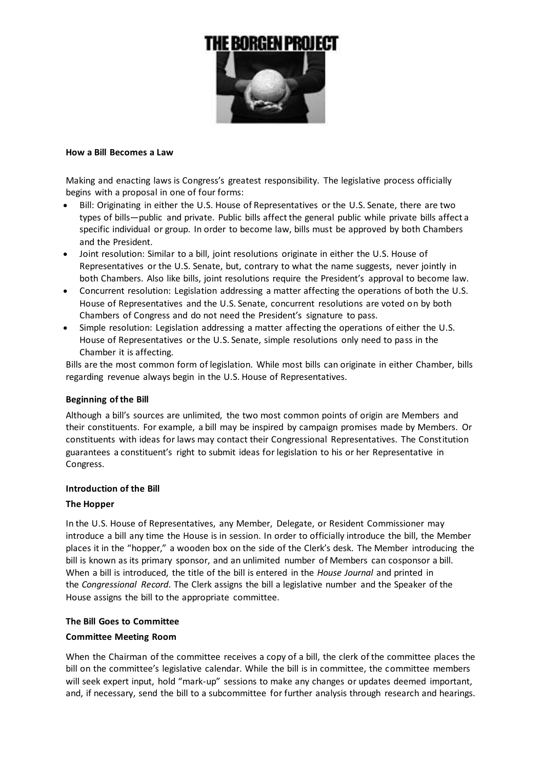**How a Bill Becomes a Law**

Making and enacting laws is Congress's greatest responsibility. The legislative process officially begins with a proposal in one of four forms:

- Bill: Originating in either the U.S. House of Representatives or the U.S. Senate, there are two types of bills—public and private. Public bills affect the general public while private bills affect a specific individual or group. In order to become law, bills must be approved by both Chambers and the President.
- Joint resolution: Similar to a bill, joint resolutions originate in either the U.S. House of Representatives or the U.S. Senate, but, contrary to what the name suggests, never jointly in both Chambers. Also like bills, joint resolutions require the President's approval to become law.
- Concurrent resolution: Legislation addressing a matter affecting the operations of both the U.S. House of Representatives and the U.S. Senate, concurrent resolutions are voted on by both Chambers of Congress and do not need the President's signature to pass.
- Simple resolution: Legislation addressing a matter affecting the operations of either the U.S. House of Representatives or the U.S. Senate, simple resolutions only need to pass in the Chamber it is affecting.

Bills are the most common form of legislation. While most bills can originate in either Chamber, bills regarding revenue always begin in the U.S. House of Representatives.

**Beginning of the Bill**

Although a bill's sources are unlimited, the two most common points of origin are Members and their constituents. For example, a bill may be inspired by campaign promises made by Members. Or constituents with ideas for laws may contact their Congressional Representatives. The Constitution guarantees a constituent's right to submit ideas for legislation to his or her Representative in Congress.

**Introduction of the Bill**

**The Hopper**

In the U.S. House of Representatives, any Member, Delegate, or Resident Commissioner may introduce a bill any time the House is in session. In order to officially introduce the bill, the Member places it in the "hopper," a wooden box on the side of the Clerk's desk. The Member introducing the bill is known as its primary sponsor, and an unlimited number of Members can cosponsor a bill. When a bill is introduced, the title of the bill is entered in the *House Journal* and printed in the *Congressional Record*. The Clerk assigns the bill a legislative number and the Speaker of the House assigns the bill to the appropriate committee.

**The Bill Goes to Committee**

**Committee Meeting Room**

When the Chairman of the committee receives a copy of a bill, the clerk of the committee places the bill on the committee's legislative calendar. While the bill is in committee, the committee members will seek expert input, hold "mark-up" sessions to make any changes or updates deemed important, and, if necessary, send the bill to a subcommittee for further analysis through research and hearings.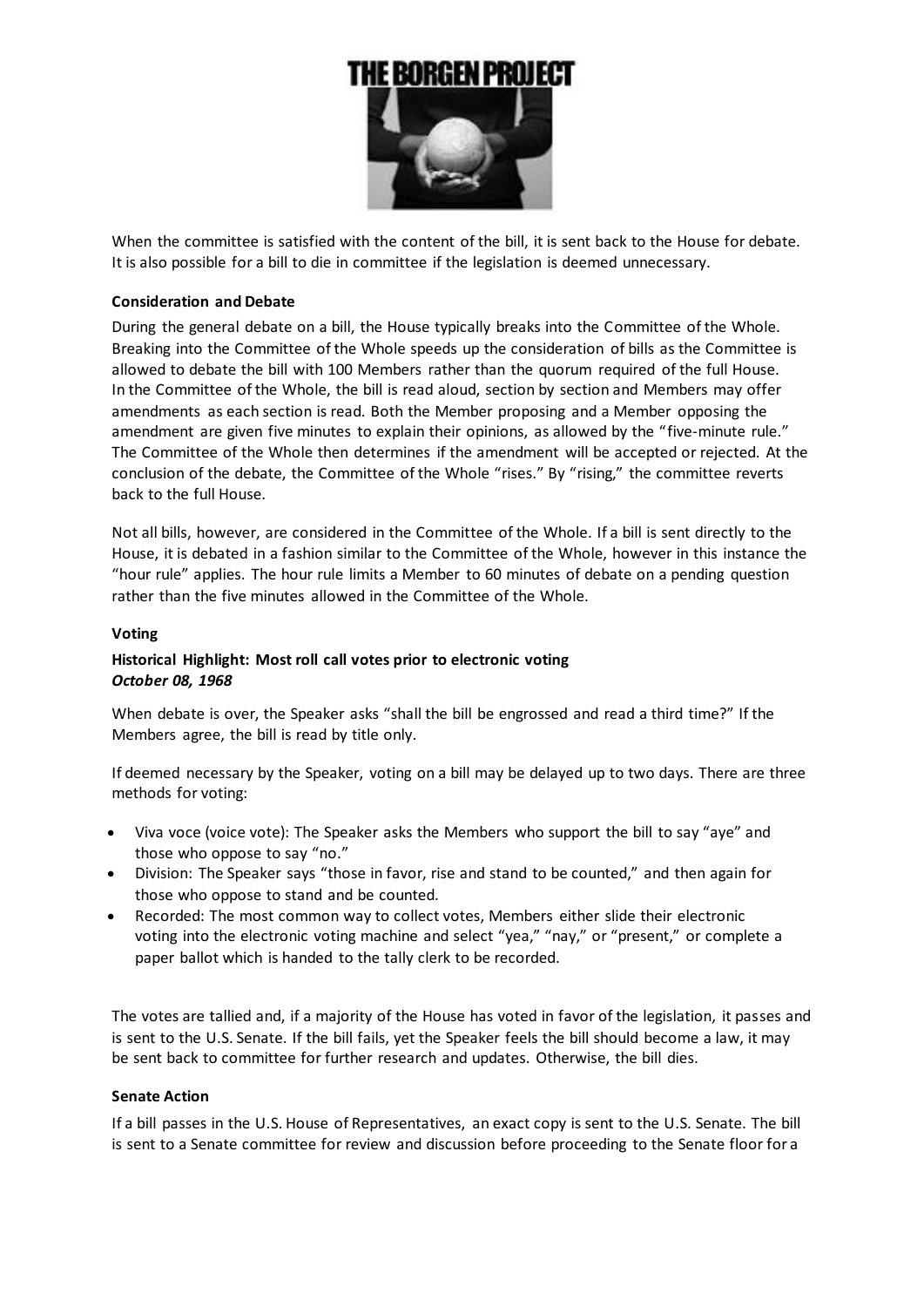When the committee is satisfied with the content of the bill, it is sent back to the House for debate. It is also possible for a bill to die in committee if the legislation is deemed unnecessary.

**Consideration and Debate**

During the general debate on a bill, the House typically breaks into the Committee of the Whole. Breaking into the Committee of the Whole speeds up the consideration of bills as the Committee is allowed to debate the bill with 100 Members rather than the quorum required of the full House. In the Committee of the Whole, the bill is read aloud, section by section and Members may offer amendments as each section is read. Both the Member proposing and a Member opposing the amendment are given five minutes to explain their opinions, as allowed by the "five-minute rule." The Committee of the Whole then determines if the amendment will be accepted or rejected. At the conclusion of the debate, the Committee of the Whole "rises." By "rising," the committee reverts back to the full House.

Not all bills, however, are considered in the Committee of the Whole. If a bill is sent directly to the House, it is debated in a fashion similar to the Committee of the Whole, however in this instance the "hour rule" applies. The hour rule limits a Member to 60 minutes of debate on a pending question rather than the five minutes allowed in the Committee of the Whole.

**Voting**

**Historical Highlight: Most roll call votes prior to electronic voting**
***October 08, 1968***

When debate is over, the Speaker asks "shall the bill be engrossed and read a third time?" If the Members agree, the bill is read by title only.

If deemed necessary by the Speaker, voting on a bill may be delayed up to two days. There are three methods for voting:

- Viva voce (voice vote): The Speaker asks the Members who support the bill to say "aye" and those who oppose to say "no."
- Division: The Speaker says "those in favor, rise and stand to be counted," and then again for those who oppose to stand and be counted.
- Recorded: The most common way to collect votes, Members either slide their electronic voting into the electronic voting machine and select "yea," "nay," or "present," or complete a paper ballot which is handed to the tally clerk to be recorded.

The votes are tallied and, if a majority of the House has voted in favor of the legislation, it passes and is sent to the U.S. Senate. If the bill fails, yet the Speaker feels the bill should become a law, it may be sent back to committee for further research and updates. Otherwise, the bill dies.

**Senate Action**

If a bill passes in the U.S. House of Representatives, an exact copy is sent to the U.S. Senate. The bill is sent to a Senate committee for review and discussion before proceeding to the Senate floor for a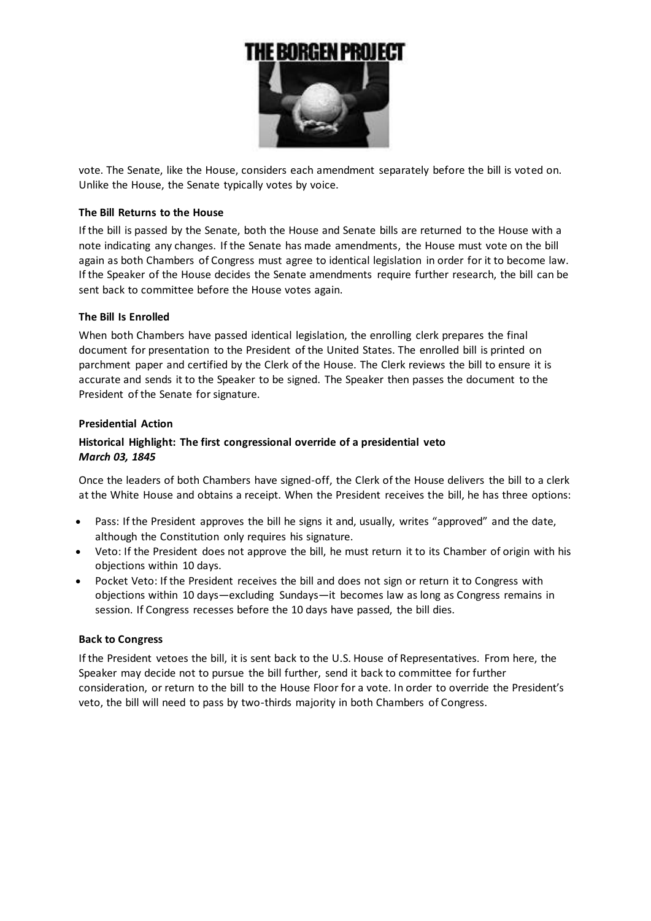vote. The Senate, like the House, considers each amendment separately before the bill is voted on. Unlike the House, the Senate typically votes by voice.

**The Bill Returns to the House**

If the bill is passed by the Senate, both the House and Senate bills are returned to the House with a note indicating any changes. If the Senate has made amendments, the House must vote on the bill again as both Chambers of Congress must agree to identical legislation in order for it to become law. If the Speaker of the House decides the Senate amendments require further research, the bill can be sent back to committee before the House votes again.

**The Bill Is Enrolled**

When both Chambers have passed identical legislation, the enrolling clerk prepares the final document for presentation to the President of the United States. The enrolled bill is printed on parchment paper and certified by the Clerk of the House. The Clerk reviews the bill to ensure it is accurate and sends it to the Speaker to be signed. The Speaker then passes the document to the President of the Senate for signature.

**Presidential Action**

**Historical Highlight: The first congressional override of a presidential veto**
***March 03, 1845***

Once the leaders of both Chambers have signed-off, the Clerk of the House delivers the bill to a clerk at the White House and obtains a receipt. When the President receives the bill, he has three options:

- Pass: If the President approves the bill he signs it and, usually, writes "approved" and the date, although the Constitution only requires his signature.
- Veto: If the President does not approve the bill, he must return it to its Chamber of origin with his objections within 10 days.
- Pocket Veto: If the President receives the bill and does not sign or return it to Congress with objections within 10 days—excluding Sundays—it becomes law as long as Congress remains in session. If Congress recesses before the 10 days have passed, the bill dies.

**Back to Congress**

If the President vetoes the bill, it is sent back to the U.S. House of Representatives. From here, the Speaker may decide not to pursue the bill further, send it back to committee for further consideration, or return to the bill to the House Floor for a vote. In order to override the President's veto, the bill will need to pass by two-thirds majority in both Chambers of Congress.